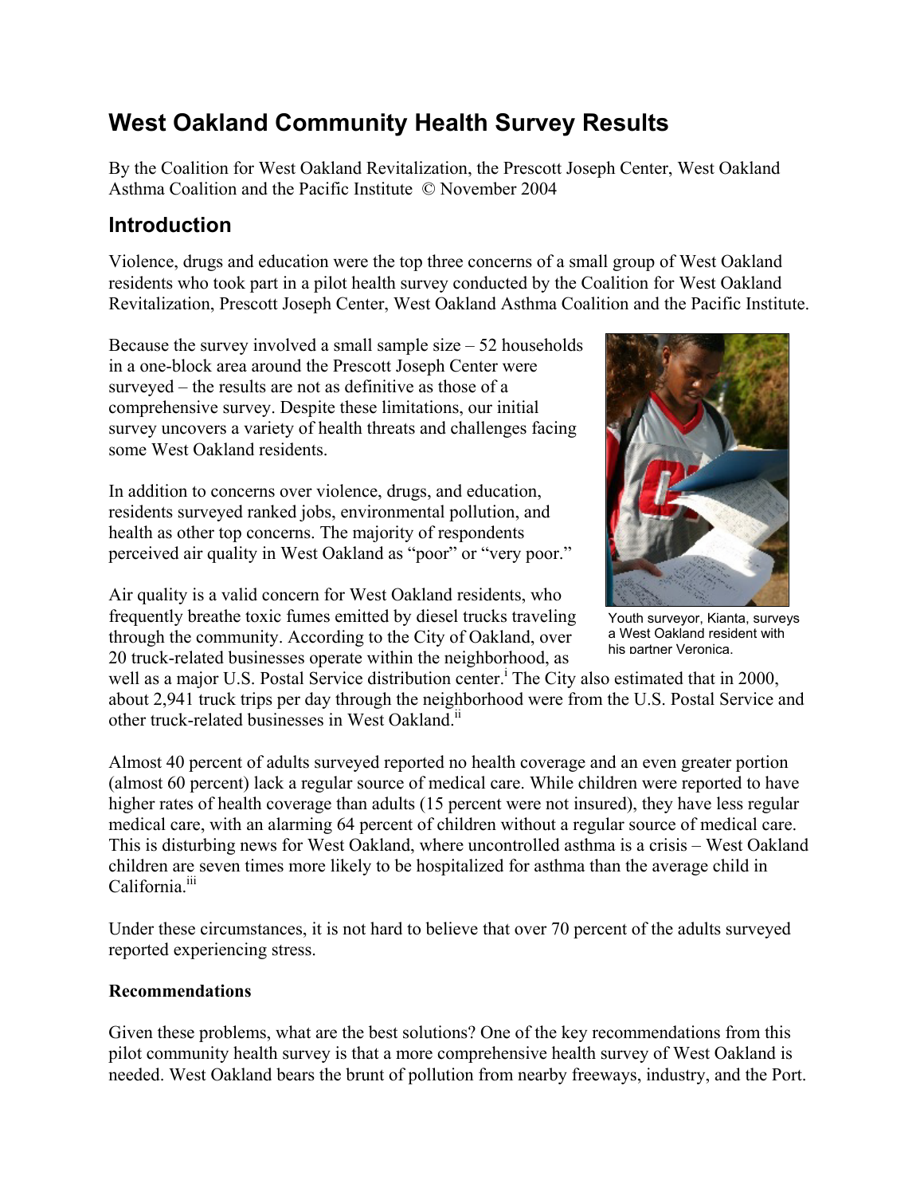# West Oakland Community Health Survey Results

By the Coalition for West Oakland Revitalization, the Prescott Joseph Center, West Oakland Asthma Coalition and the Pacific Institute © November 2004

## Introduction

Violence, drugs and education were the top three concerns of a small group of West Oakland residents who took part in a pilot health survey conducted by the Coalition for West Oakland Revitalization, Prescott Joseph Center, West Oakland Asthma Coalition and the Pacific Institute.

Because the survey involved a small sample size – 52 households in a one-block area around the Prescott Joseph Center were surveyed – the results are not as definitive as those of a comprehensive survey. Despite these limitations, our initial survey uncovers a variety of health threats and challenges facing some West Oakland residents.

Youth surveyor, Kianta, surveys a West Oakland resident with his partner Veronica.

In addition to concerns over violence, drugs, and education, residents surveyed ranked jobs, environmental pollution, and health as other top concerns. The majority of respondents perceived air quality in West Oakland as "poor" or "very poor."

Air quality is a valid concern for West Oakland residents, who frequently breathe toxic fumes emitted by diesel trucks traveling through the community. According to the City of Oakland, over 20 truck-related businesses operate within the neighborhood, as well as a major U.S. Postal Service distribution center.[i] The City also estimated that in 2000, about 2,941 truck trips per day through the neighborhood were from the U.S. Postal Service and other truck-related businesses in West Oakland.[ii]

Almost 40 percent of adults surveyed reported no health coverage and an even greater portion (almost 60 percent) lack a regular source of medical care. While children were reported to have higher rates of health coverage than adults (15 percent were not insured), they have less regular medical care, with an alarming 64 percent of children without a regular source of medical care. This is disturbing news for West Oakland, where uncontrolled asthma is a crisis – West Oakland children are seven times more likely to be hospitalized for asthma than the average child in California.[iii]

Under these circumstances, it is not hard to believe that over 70 percent of the adults surveyed reported experiencing stress.

**Recommendations**

Given these problems, what are the best solutions? One of the key recommendations from this pilot community health survey is that a more comprehensive health survey of West Oakland is needed. West Oakland bears the brunt of pollution from nearby freeways, industry, and the Port.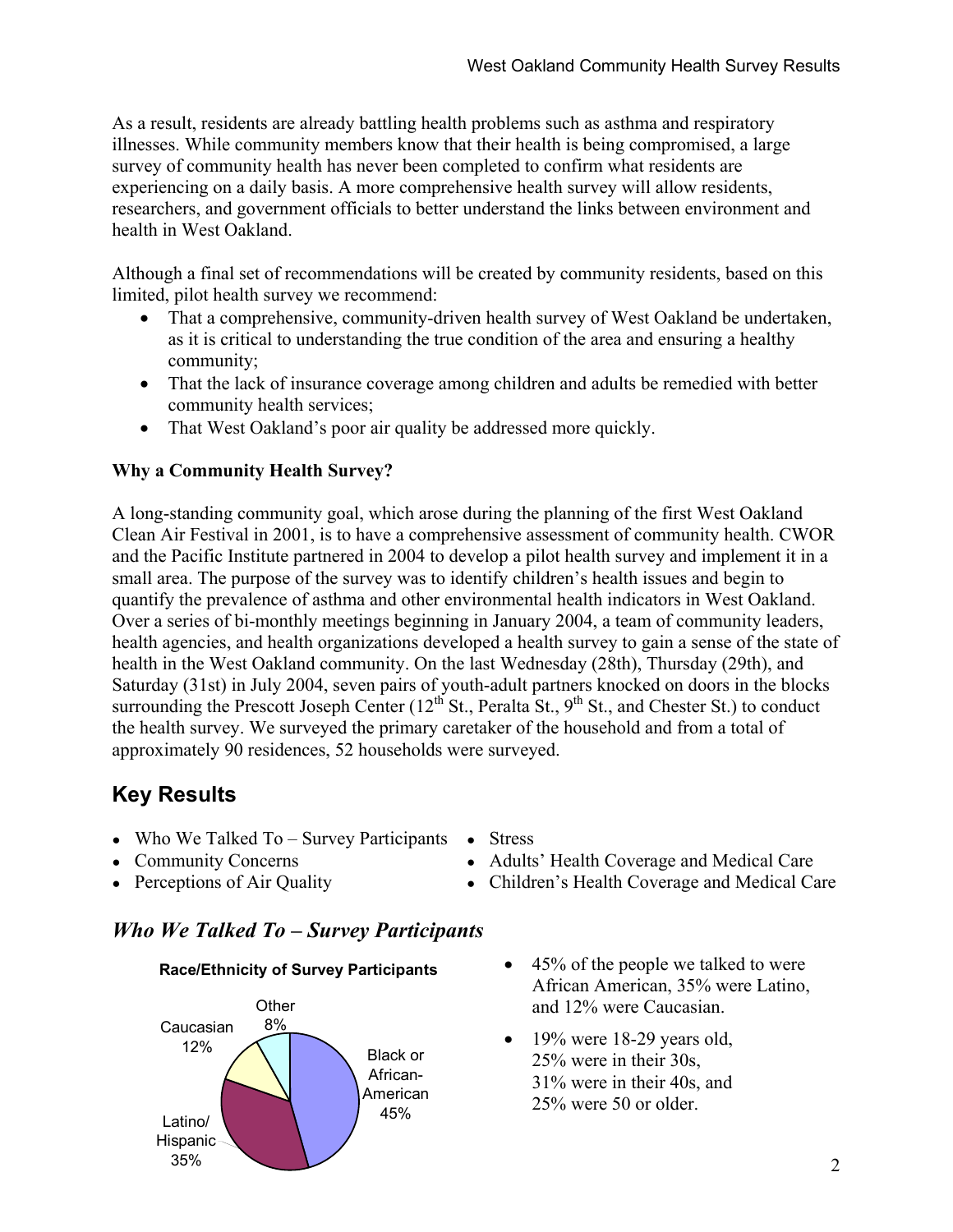As a result, residents are already battling health problems such as asthma and respiratory illnesses. While community members know that their health is being compromised, a large survey of community health has never been completed to confirm what residents are experiencing on a daily basis. A more comprehensive health survey will allow residents, researchers, and government officials to better understand the links between environment and health in West Oakland.

Although a final set of recommendations will be created by community residents, based on this limited, pilot health survey we recommend:

- That a comprehensive, community-driven health survey of West Oakland be undertaken, as it is critical to understanding the true condition of the area and ensuring a healthy community;
- That the lack of insurance coverage among children and adults be remedied with better community health services;
- That West Oakland's poor air quality be addressed more quickly.

**Why a Community Health Survey?**

A long-standing community goal, which arose during the planning of the first West Oakland Clean Air Festival in 2001, is to have a comprehensive assessment of community health. CWOR and the Pacific Institute partnered in 2004 to develop a pilot health survey and implement it in a small area. The purpose of the survey was to identify children's health issues and begin to quantify the prevalence of asthma and other environmental health indicators in West Oakland. Over a series of bi-monthly meetings beginning in January 2004, a team of community leaders, health agencies, and health organizations developed a health survey to gain a sense of the state of health in the West Oakland community. On the last Wednesday (28th), Thursday (29th), and Saturday (31st) in July 2004, seven pairs of youth-adult partners knocked on doors in the blocks surrounding the Prescott Joseph Center (12th St., Peralta St., 9th St., and Chester St.) to conduct the health survey. We surveyed the primary caretaker of the household and from a total of approximately 90 residences, 52 households were surveyed.

## Key Results

- Who We Talked To – Survey Participants
- Community Concerns
- Perceptions of Air Quality
- Stress
- Adults' Health Coverage and Medical Care
- Children's Health Coverage and Medical Care

## *Who We Talked To – Survey Participants*

**Race/Ethnicity of Survey Participants**

| Race/Ethnicity | Percent |
|---|---|
| Black or African-American | 45% |
| Latino/Hispanic | 35% |
| Caucasian | 12% |
| Other | 8% |

- 45% of the people we talked to were African American, 35% were Latino, and 12% were Caucasian.
- 19% were 18-29 years old, 25% were in their 30s, 31% were in their 40s, and 25% were 50 or older.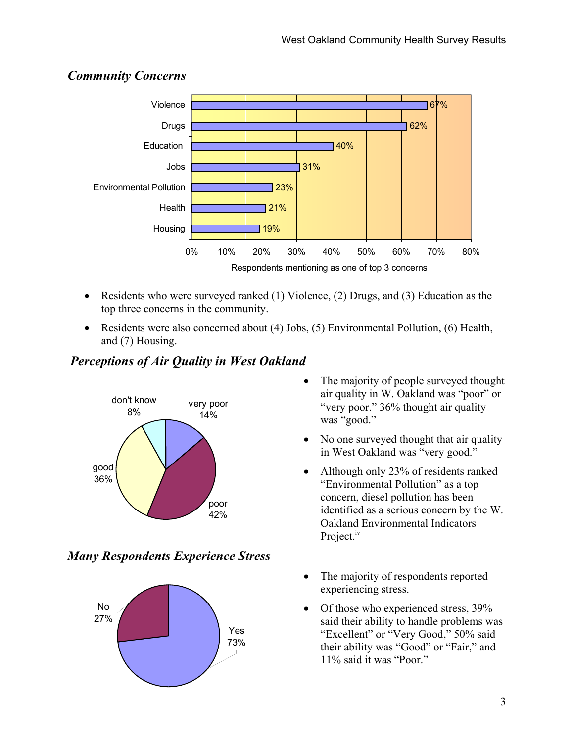## *Community Concerns*

| Concern | Respondents mentioning as one of top 3 concerns |
| --- | --- |
| Violence | 67% |
| Drugs | 62% |
| Education | 40% |
| Jobs | 31% |
| Environmental Pollution | 23% |
| Health | 21% |
| Housing | 19% |

- Residents who were surveyed ranked (1) Violence, (2) Drugs, and (3) Education as the top three concerns in the community.
- Residents were also concerned about (4) Jobs, (5) Environmental Pollution, (6) Health, and (7) Housing.

## *Perceptions of Air Quality in West Oakland*

| Perception | Percent |
| --- | --- |
| very poor | 14% |
| poor | 42% |
| good | 36% |
| don't know | 8% |

- The majority of people surveyed thought air quality in W. Oakland was "poor" or "very poor." 36% thought air quality was "good."
- No one surveyed thought that air quality in West Oakland was "very good."
- Although only 23% of residents ranked "Environmental Pollution" as a top concern, diesel pollution has been identified as a serious concern by the W. Oakland Environmental Indicators Project.[iv]

## *Many Respondents Experience Stress*

| Response | Percent |
| --- | --- |
| Yes | 73% |
| No | 27% |

- The majority of respondents reported experiencing stress.
- Of those who experienced stress, 39% said their ability to handle problems was "Excellent" or "Very Good," 50% said their ability was "Good" or "Fair," and 11% said it was "Poor."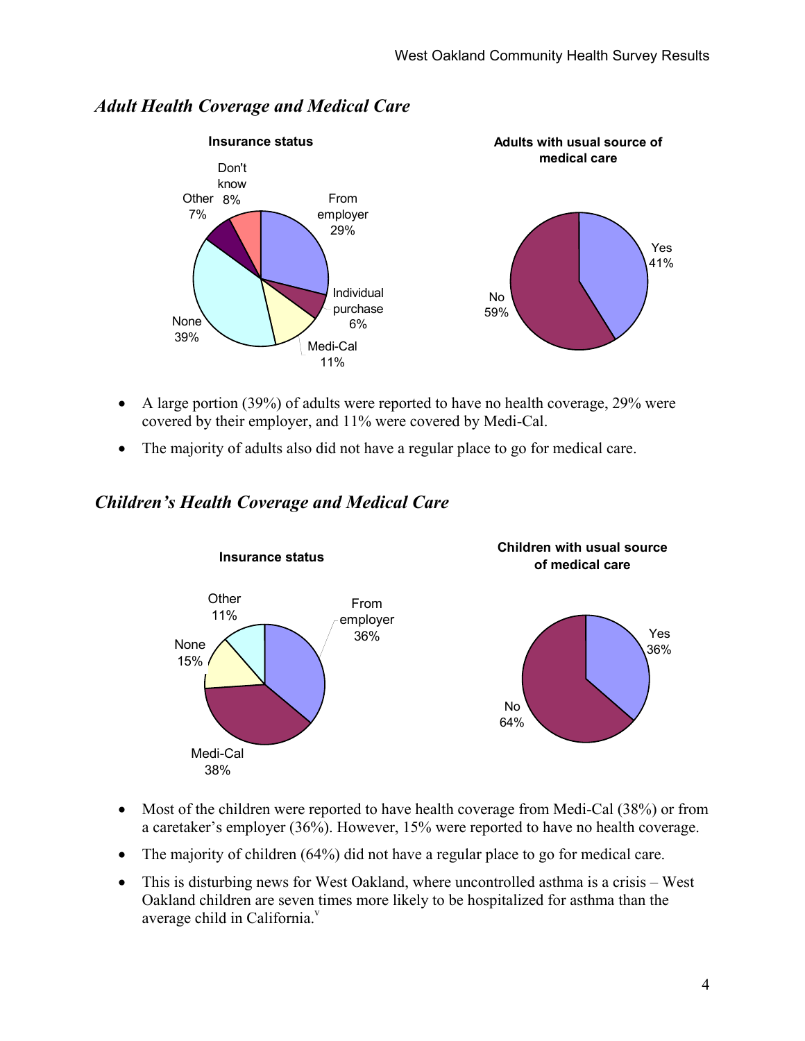## *Adult Health Coverage and Medical Care*

**Insurance status**

| Category | Percent |
| --- | --- |
| From employer | 29% |
| Individual purchase | 6% |
| Medi-Cal | 11% |
| None | 39% |
| Other | 7% |
| Don't know | 8% |

**Adults with usual source of medical care**

| Response | Percent |
| --- | --- |
| Yes | 41% |
| No | 59% |

- A large portion (39%) of adults were reported to have no health coverage, 29% were covered by their employer, and 11% were covered by Medi-Cal.
- The majority of adults also did not have a regular place to go for medical care.

## *Children's Health Coverage and Medical Care*

**Insurance status**

| Category | Percent |
| --- | --- |
| From employer | 36% |
| Medi-Cal | 38% |
| None | 15% |
| Other | 11% |

**Children with usual source of medical care**

| Response | Percent |
| --- | --- |
| Yes | 36% |
| No | 64% |

- Most of the children were reported to have health coverage from Medi-Cal (38%) or from a caretaker's employer (36%). However, 15% were reported to have no health coverage.
- The majority of children (64%) did not have a regular place to go for medical care.
- This is disturbing news for West Oakland, where uncontrolled asthma is a crisis – West Oakland children are seven times more likely to be hospitalized for asthma than the average child in California.[v]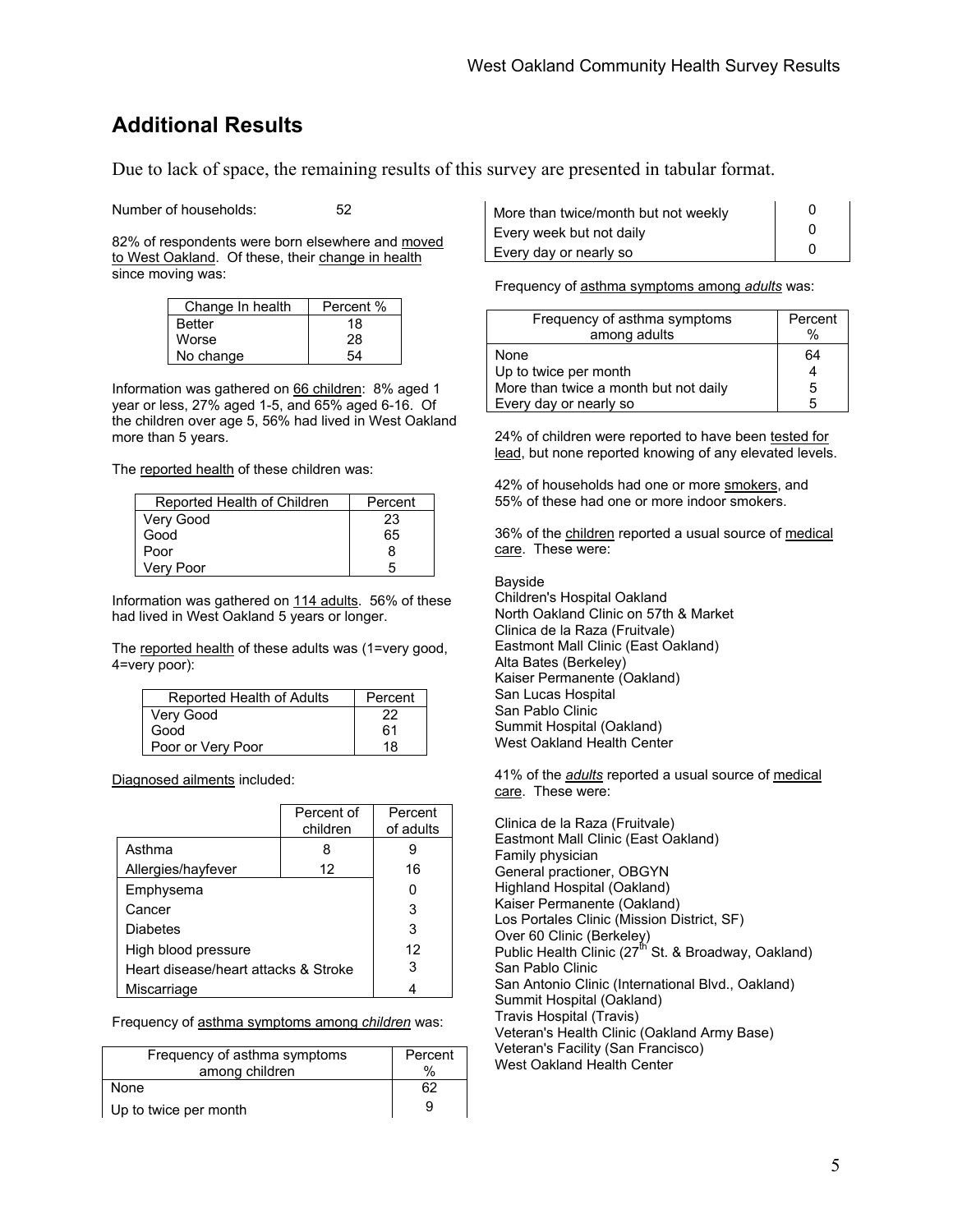## Additional Results

Due to lack of space, the remaining results of this survey are presented in tabular format.

Number of households: 52

82% of respondents were born elsewhere and moved to West Oakland. Of these, their change in health since moving was:

| Change In health | Percent % |
|---|---|
| Better | 18 |
| Worse | 28 |
| No change | 54 |

Information was gathered on 66 children: 8% aged 1 year or less, 27% aged 1-5, and 65% aged 6-16. Of the children over age 5, 56% had lived in West Oakland more than 5 years.

The reported health of these children was:

| Reported Health of Children | Percent |
|---|---|
| Very Good | 23 |
| Good | 65 |
| Poor | 8 |
| Very Poor | 5 |

Information was gathered on 114 adults. 56% of these had lived in West Oakland 5 years or longer.

The reported health of these adults was (1=very good, 4=very poor):

| Reported Health of Adults | Percent |
|---|---|
| Very Good | 22 |
| Good | 61 |
| Poor or Very Poor | 18 |

Diagnosed ailments included:

| | Percent of children | Percent of adults |
|---|---|---|
| Asthma | 8 | 9 |
| Allergies/hayfever | 12 | 16 |
| Emphysema | | 0 |
| Cancer | | 3 |
| Diabetes | | 3 |
| High blood pressure | | 12 |
| Heart disease/heart attacks & Stroke | | 3 |
| Miscarriage | | 4 |

Frequency of asthma symptoms among *children* was:

| Frequency of asthma symptoms among children | Percent % |
|---|---|
| None | 62 |
| Up to twice per month | 9 |
| More than twice/month but not weekly | 0 |
| Every week but not daily | 0 |
| Every day or nearly so | 0 |

Frequency of asthma symptoms among *adults* was:

| Frequency of asthma symptoms among adults | Percent % |
|---|---|
| None | 64 |
| Up to twice per month | 4 |
| More than twice a month but not daily | 5 |
| Every day or nearly so | 5 |

24% of children were reported to have been tested for lead, but none reported knowing of any elevated levels.

42% of households had one or more smokers, and 55% of these had one or more indoor smokers.

36% of the children reported a usual source of medical care. These were:

Bayside
Children's Hospital Oakland
North Oakland Clinic on 57th & Market
Clinica de la Raza (Fruitvale)
Eastmont Mall Clinic (East Oakland)
Alta Bates (Berkeley)
Kaiser Permanente (Oakland)
San Lucas Hospital
San Pablo Clinic
Summit Hospital (Oakland)
West Oakland Health Center

41% of the *adults* reported a usual source of medical care. These were:

Clinica de la Raza (Fruitvale)
Eastmont Mall Clinic (East Oakland)
Family physician
General practioner, OBGYN
Highland Hospital (Oakland)
Kaiser Permanente (Oakland)
Los Portales Clinic (Mission District, SF)
Over 60 Clinic (Berkeley)
Public Health Clinic (27th St. & Broadway, Oakland)
San Pablo Clinic
San Antonio Clinic (International Blvd., Oakland)
Summit Hospital (Oakland)
Travis Hospital (Travis)
Veteran's Health Clinic (Oakland Army Base)
Veteran's Facility (San Francisco)
West Oakland Health Center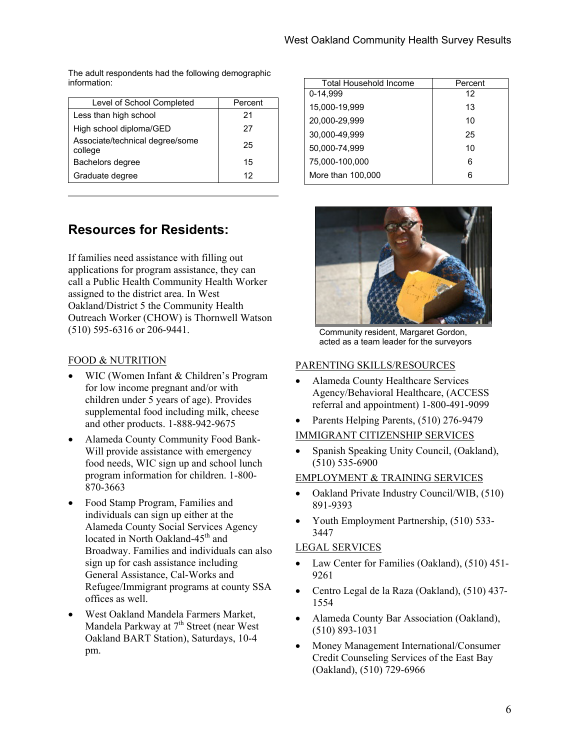The adult respondents had the following demographic information:

| Level of School Completed | Percent |
|---|---|
| Less than high school | 21 |
| High school diploma/GED | 27 |
| Associate/technical degree/some college | 25 |
| Bachelors degree | 15 |
| Graduate degree | 12 |

| Total Household Income | Percent |
|---|---|
| 0-14,999 | 12 |
| 15,000-19,999 | 13 |
| 20,000-29,999 | 10 |
| 30,000-49,999 | 25 |
| 50,000-74,999 | 10 |
| 75,000-100,000 | 6 |
| More than 100,000 | 6 |

## Resources for Residents:

If families need assistance with filling out applications for program assistance, they can call a Public Health Community Health Worker assigned to the district area. In West Oakland/District 5 the Community Health Outreach Worker (CHOW) is Thornwell Watson (510) 595-6316 or 206-9441.

Community resident, Margaret Gordon, acted as a team leader for the surveyors

FOOD & NUTRITION

- WIC (Women Infant & Children's Program for low income pregnant and/or with children under 5 years of age). Provides supplemental food including milk, cheese and other products. 1-888-942-9675
- Alameda County Community Food Bank- Will provide assistance with emergency food needs, WIC sign up and school lunch program information for children. 1-800-870-3663
- Food Stamp Program, Families and individuals can sign up either at the Alameda County Social Services Agency located in North Oakland-45th and Broadway. Families and individuals can also sign up for cash assistance including General Assistance, Cal-Works and Refugee/Immigrant programs at county SSA offices as well.
- West Oakland Mandela Farmers Market, Mandela Parkway at 7th Street (near West Oakland BART Station), Saturdays, 10-4 pm.

PARENTING SKILLS/RESOURCES

- Alameda County Healthcare Services Agency/Behavioral Healthcare, (ACCESS referral and appointment) 1-800-491-9099
- Parents Helping Parents, (510) 276-9479

IMMIGRANT CITIZENSHIP SERVICES

- Spanish Speaking Unity Council, (Oakland), (510) 535-6900

EMPLOYMENT & TRAINING SERVICES

- Oakland Private Industry Council/WIB, (510) 891-9393
- Youth Employment Partnership, (510) 533-3447

LEGAL SERVICES

- Law Center for Families (Oakland), (510) 451-9261
- Centro Legal de la Raza (Oakland), (510) 437-1554
- Alameda County Bar Association (Oakland), (510) 893-1031
- Money Management International/Consumer Credit Counseling Services of the East Bay (Oakland), (510) 729-6966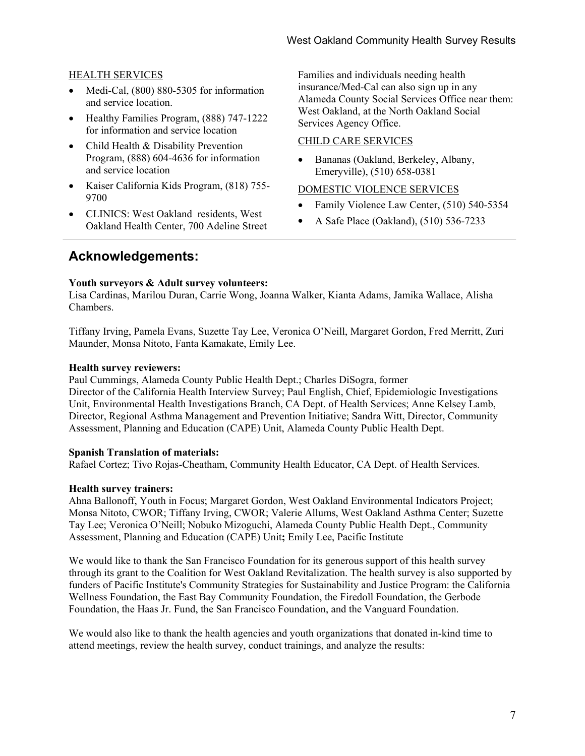HEALTH SERVICES

- Medi-Cal, (800) 880-5305 for information and service location.
- Healthy Families Program, (888) 747-1222 for information and service location
- Child Health & Disability Prevention Program, (888) 604-4636 for information and service location
- Kaiser California Kids Program, (818) 755-9700
- CLINICS: West Oakland residents, West Oakland Health Center, 700 Adeline Street

Families and individuals needing health insurance/Med-Cal can also sign up in any Alameda County Social Services Office near them: West Oakland, at the North Oakland Social Services Agency Office.

CHILD CARE SERVICES

- Bananas (Oakland, Berkeley, Albany, Emeryville), (510) 658-0381

DOMESTIC VIOLENCE SERVICES

- Family Violence Law Center, (510) 540-5354
- A Safe Place (Oakland), (510) 536-7233

## Acknowledgements:

**Youth surveyors & Adult survey volunteers:**
Lisa Cardinas, Marilou Duran, Carrie Wong, Joanna Walker, Kianta Adams, Jamika Wallace, Alisha Chambers.

Tiffany Irving, Pamela Evans, Suzette Tay Lee, Veronica O'Neill, Margaret Gordon, Fred Merritt, Zuri Maunder, Monsa Nitoto, Fanta Kamakate, Emily Lee.

**Health survey reviewers:**
Paul Cummings, Alameda County Public Health Dept.; Charles DiSogra, former Director of the California Health Interview Survey; Paul English, Chief, Epidemiologic Investigations Unit, Environmental Health Investigations Branch, CA Dept. of Health Services; Anne Kelsey Lamb, Director, Regional Asthma Management and Prevention Initiative; Sandra Witt, Director, Community Assessment, Planning and Education (CAPE) Unit, Alameda County Public Health Dept.

**Spanish Translation of materials:**
Rafael Cortez; Tivo Rojas-Cheatham, Community Health Educator, CA Dept. of Health Services.

**Health survey trainers:**
Ahna Ballonoff, Youth in Focus; Margaret Gordon, West Oakland Environmental Indicators Project; Monsa Nitoto, CWOR; Tiffany Irving, CWOR; Valerie Allums, West Oakland Asthma Center; Suzette Tay Lee; Veronica O'Neill; Nobuko Mizoguchi, Alameda County Public Health Dept., Community Assessment, Planning and Education (CAPE) Unit**;** Emily Lee, Pacific Institute

We would like to thank the San Francisco Foundation for its generous support of this health survey through its grant to the Coalition for West Oakland Revitalization. The health survey is also supported by funders of Pacific Institute's Community Strategies for Sustainability and Justice Program: the California Wellness Foundation, the East Bay Community Foundation, the Firedoll Foundation, the Gerbode Foundation, the Haas Jr. Fund, the San Francisco Foundation, and the Vanguard Foundation.

We would also like to thank the health agencies and youth organizations that donated in-kind time to attend meetings, review the health survey, conduct trainings, and analyze the results: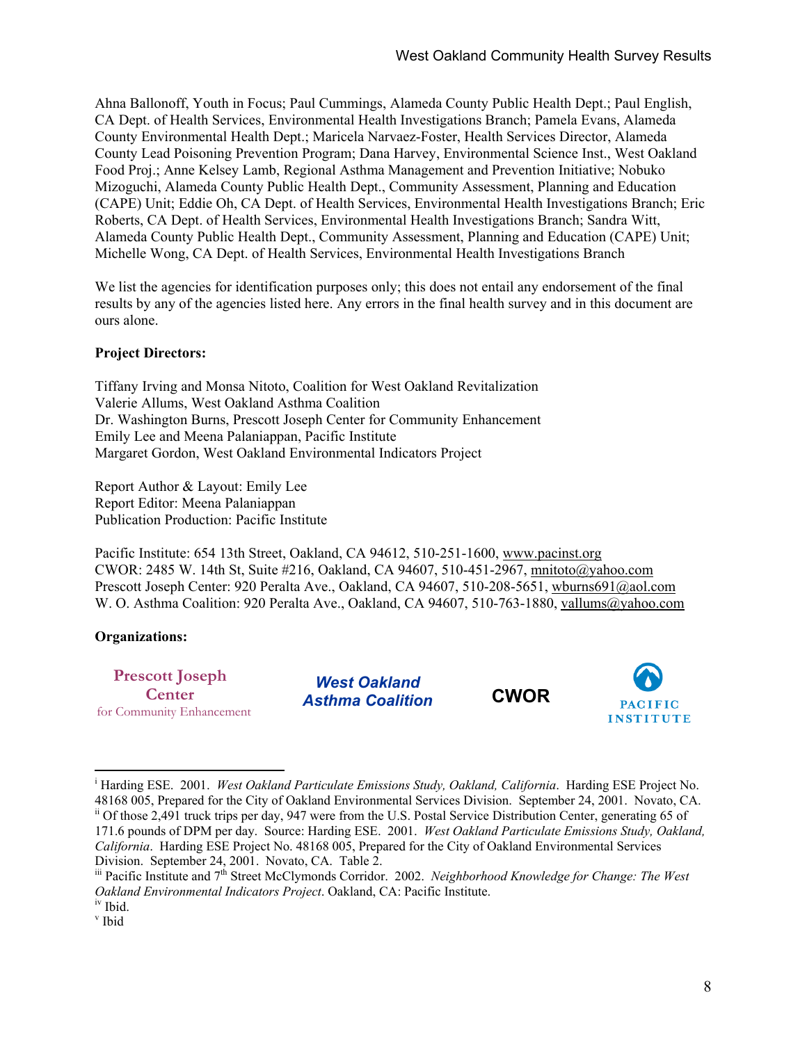Ahna Ballonoff, Youth in Focus; Paul Cummings, Alameda County Public Health Dept.; Paul English, CA Dept. of Health Services, Environmental Health Investigations Branch; Pamela Evans, Alameda County Environmental Health Dept.; Maricela Narvaez-Foster, Health Services Director, Alameda County Lead Poisoning Prevention Program; Dana Harvey, Environmental Science Inst., West Oakland Food Proj.; Anne Kelsey Lamb, Regional Asthma Management and Prevention Initiative; Nobuko Mizoguchi, Alameda County Public Health Dept., Community Assessment, Planning and Education (CAPE) Unit; Eddie Oh, CA Dept. of Health Services, Environmental Health Investigations Branch; Eric Roberts, CA Dept. of Health Services, Environmental Health Investigations Branch; Sandra Witt, Alameda County Public Health Dept., Community Assessment, Planning and Education (CAPE) Unit; Michelle Wong, CA Dept. of Health Services, Environmental Health Investigations Branch

We list the agencies for identification purposes only; this does not entail any endorsement of the final results by any of the agencies listed here. Any errors in the final health survey and in this document are ours alone.

**Project Directors:**

Tiffany Irving and Monsa Nitoto, Coalition for West Oakland Revitalization
Valerie Allums, West Oakland Asthma Coalition
Dr. Washington Burns, Prescott Joseph Center for Community Enhancement
Emily Lee and Meena Palaniappan, Pacific Institute
Margaret Gordon, West Oakland Environmental Indicators Project

Report Author & Layout: Emily Lee
Report Editor: Meena Palaniappan
Publication Production: Pacific Institute

Pacific Institute: 654 13th Street, Oakland, CA 94612, 510-251-1600, www.pacinst.org
CWOR: 2485 W. 14th St, Suite #216, Oakland, CA 94607, 510-451-2967, mnitoto@yahoo.com
Prescott Joseph Center: 920 Peralta Ave., Oakland, CA 94607, 510-208-5651, wburns691@aol.com
W. O. Asthma Coalition: 920 Peralta Ave., Oakland, CA 94607, 510-763-1880, vallums@yahoo.com

**Organizations:**

Prescott Joseph Center for Community Enhancement

West Oakland Asthma Coalition

CWOR

PACIFIC INSTITUTE

---

[i] Harding ESE. 2001. *West Oakland Particulate Emissions Study, Oakland, California*. Harding ESE Project No. 48168 005, Prepared for the City of Oakland Environmental Services Division. September 24, 2001. Novato, CA.

[ii] Of those 2,491 truck trips per day, 947 were from the U.S. Postal Service Distribution Center, generating 65 of 171.6 pounds of DPM per day. Source: Harding ESE. 2001. *West Oakland Particulate Emissions Study, Oakland, California*. Harding ESE Project No. 48168 005, Prepared for the City of Oakland Environmental Services Division. September 24, 2001. Novato, CA. Table 2.

[iii] Pacific Institute and 7th Street McClymonds Corridor. 2002. *Neighborhood Knowledge for Change: The West Oakland Environmental Indicators Project*. Oakland, CA: Pacific Institute.

[iv] Ibid.

[v] Ibid